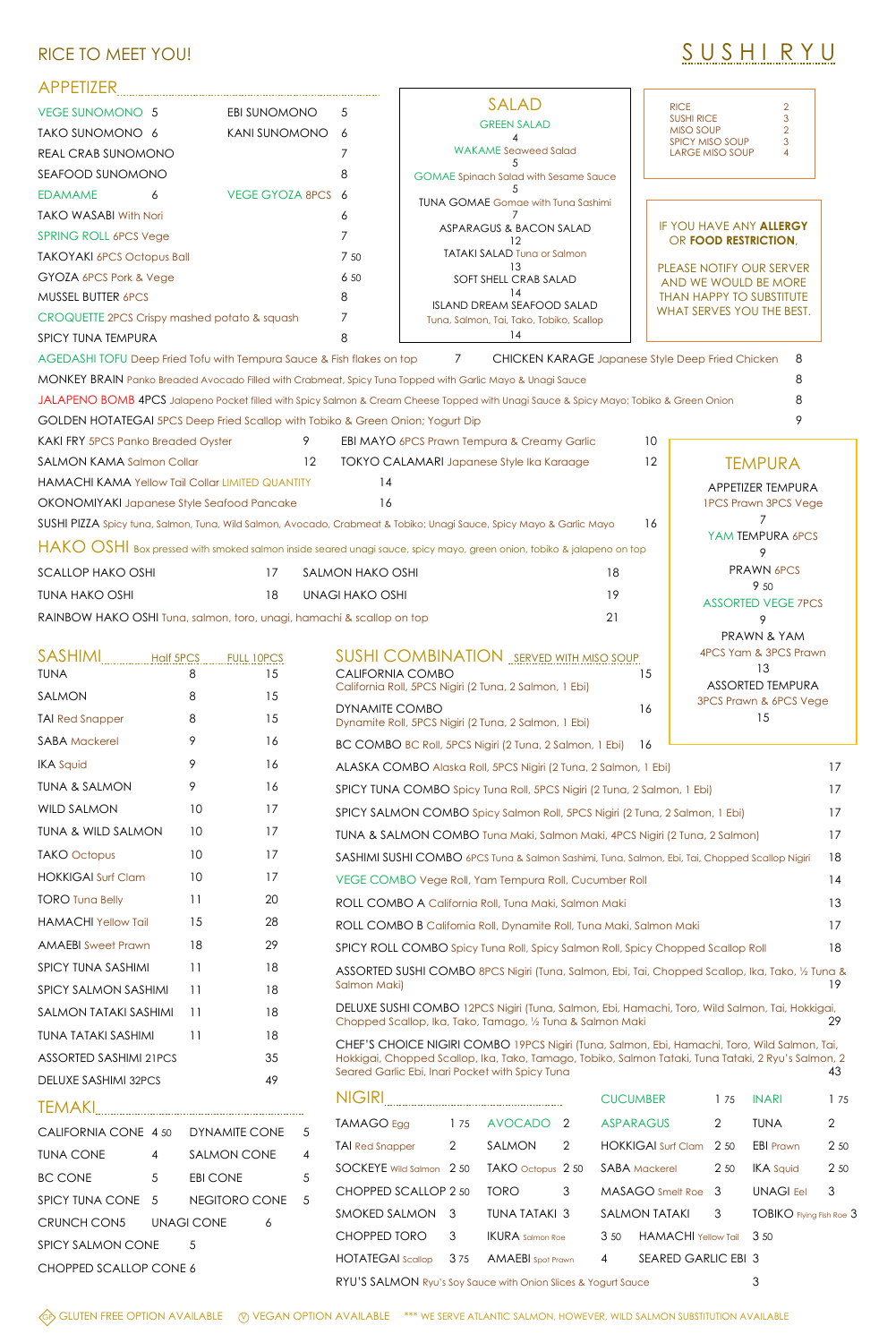# SUSHI RYU

RICE TO MEET YOU!

## APPETIZER

| Item | Price | Item | Price |
|---|---|---|---|
| VEGE SUNOMONO | 5 | EBI SUNOMONO | 5 |
| TAKO SUNOMONO | 6 | KANI SUNOMONO | 6 |
| REAL CRAB SUNOMONO | 7 | | |
| SEAFOOD SUNOMONO | 8 | | |
| EDAMAME | 6 | VEGE GYOZA 8PCS | 6 |
| TAKO WASABI With Nori | 6 | | |
| SPRING ROLL 6PCS Vege | 7 | | |
| TAKOYAKI 6PCS Octopus Ball | 7 50 | | |
| GYOZA 6PCS Pork & Vege | 6 50 | | |
| MUSSEL BUTTER 6PCS | 8 | | |
| CROQUETTE 2PCS Crispy mashed potato & squash | 7 | | |
| SPICY TUNA TEMPURA | 8 | | |

- AGEDASHI TOFU Deep Fried Tofu with Tempura Sauce & Fish flakes on top — 7
- CHICKEN KARAGE Japanese Style Deep Fried Chicken — 8
- MONKEY BRAIN Panko Breaded Avocado Filled with Crabmeat, Spicy Tuna Topped with Garlic Mayo & Unagi Sauce — 8
- JALAPENO BOMB 4PCS Jalapeno Pocket filled with Spicy Salmon & Cream Cheese Topped with Unagi Sauce & Spicy Mayo; Tobiko & Green Onion — 8
- GOLDEN HOTATEGAI 5PCS Deep Fried Scallop with Tobiko & Green Onion; Yogurt Dip — 9
- KAKI FRY 5PCS Panko Breaded Oyster — 9
- EBI MAYO 6PCS Prawn Tempura & Creamy Garlic — 10
- SALMON KAMA Salmon Collar — 12
- TOKYO CALAMARI Japanese Style Ika Karaage — 12
- HAMACHI KAMA Yellow Tail Collar LIMITED QUANTITY — 14
- OKONOMIYAKI Japanese Style Seafood Pancake — 16
- SUSHI PIZZA Spicy tuna, Salmon, Tuna, Wild Salmon, Avocado, Crabmeat & Tobiko; Unagi Sauce, Spicy Mayo & Garlic Mayo — 16

## SALAD

- GREEN SALAD — 4
- WAKAME Seaweed Salad — 5
- GOMAE Spinach Salad with Sesame Sauce — 5
- TUNA GOMAE Gomae with Tuna Sashimi — 7
- ASPARAGUS & BACON SALAD — 12
- TATAKI SALAD Tuna or Salmon — 13
- SOFT SHELL CRAB SALAD — 14
- ISLAND DREAM SEAFOOD SALAD Tuna, Salmon, Tai, Tako, Tobiko, Scallop — 14

| Item | Price |
|---|---|
| RICE | 2 |
| SUSHI RICE | 3 |
| MISO SOUP | 2 |
| SPICY MISO SOUP | 3 |
| LARGE MISO SOUP | 4 |

IF YOU HAVE ANY **ALLERGY** OR **FOOD RESTRICTION**,

PLEASE NOTIFY OUR SERVER AND WE WOULD BE MORE THAN HAPPY TO SUBSTITUTE WHAT SERVES YOU THE BEST.

## HAKO OSHI

Box pressed with smoked salmon inside seared unagi sauce, spicy mayo, green onion, tobiko & jalapeno on top

| Item | Price | Item | Price |
|---|---|---|---|
| SCALLOP HAKO OSHI | 17 | SALMON HAKO OSHI | 18 |
| TUNA HAKO OSHI | 18 | UNAGI HAKO OSHI | 19 |

- RAINBOW HAKO OSHI Tuna, salmon, toro, unagi, hamachi & scallop on top — 21

## TEMPURA

- APPETIZER TEMPURA 1PCS Prawn 3PCS Vege — 7
- YAM TEMPURA 6PCS — 9
- PRAWN 6PCS — 9 50
- ASSORTED VEGE 7PCS — 9
- PRAWN & YAM 4PCS Yam & 3PCS Prawn — 13
- ASSORTED TEMPURA 3PCS Prawn & 6PCS Vege — 15

## SASHIMI

| Item | Half 5PCS | Full 10PCS |
|---|---|---|
| TUNA | 8 | 15 |
| SALMON | 8 | 15 |
| TAI Red Snapper | 8 | 15 |
| SABA Mackerel | 9 | 16 |
| IKA Squid | 9 | 16 |
| TUNA & SALMON | 9 | 16 |
| WILD SALMON | 10 | 17 |
| TUNA & WILD SALMON | 10 | 17 |
| TAKO Octopus | 10 | 17 |
| HOKKIGAI Surf Clam | 10 | 17 |
| TORO Tuna Belly | 11 | 20 |
| HAMACHI Yellow Tail | 15 | 28 |
| AMAEBI Sweet Prawn | 18 | 29 |
| SPICY TUNA SASHIMI | 11 | 18 |
| SPICY SALMON SASHIMI | 11 | 18 |
| SALMON TATAKI SASHIMI | 11 | 18 |
| TUNA TATAKI SASHIMI | 11 | 18 |
| ASSORTED SASHIMI 21PCS | | 35 |
| DELUXE SASHIMI 32PCS | | 49 |

## TEMAKI

| Item | Price | Item | Price |
|---|---|---|---|
| CALIFORNIA CONE | 4 50 | DYNAMITE CONE | 5 |
| TUNA CONE | 4 | SALMON CONE | 4 |
| BC CONE | 5 | EBI CONE | 5 |
| SPICY TUNA CONE | 5 | NEGITORO CONE | 5 |
| CRUNCH CON5 | | UNAGI CONE | 6 |
| SPICY SALMON CONE | 5 | | |
| CHOPPED SCALLOP CONE | 6 | | |

## SUSHI COMBINATION (SERVED WITH MISO SOUP)

- CALIFORNIA COMBO California Roll, 5PCS Nigiri (2 Tuna, 2 Salmon, 1 Ebi) — 15
- DYNAMITE COMBO Dynamite Roll, 5PCS Nigiri (2 Tuna, 2 Salmon, 1 Ebi) — 16
- BC COMBO BC Roll, 5PCS Nigiri (2 Tuna, 2 Salmon, 1 Ebi) — 16
- ALASKA COMBO Alaska Roll, 5PCS Nigiri (2 Tuna, 2 Salmon, 1 Ebi) — 17
- SPICY TUNA COMBO Spicy Tuna Roll, 5PCS Nigiri (2 Tuna, 2 Salmon, 1 Ebi) — 17
- SPICY SALMON COMBO Spicy Salmon Roll, 5PCS Nigiri (2 Tuna, 2 Salmon, 1 Ebi) — 17
- TUNA & SALMON COMBO Tuna Maki, Salmon Maki, 4PCS Nigiri (2 Tuna, 2 Salmon) — 17
- SASHIMI SUSHI COMBO 6PCS Tuna & Salmon Sashimi, Tuna, Salmon, Ebi, Tai, Chopped Scallop Nigiri — 18
- VEGE COMBO Vege Roll, Yam Tempura Roll, Cucumber Roll — 14
- ROLL COMBO A California Roll, Tuna Maki, Salmon Maki — 13
- ROLL COMBO B California Roll, Dynamite Roll, Tuna Maki, Salmon Maki — 17
- SPICY ROLL COMBO Spicy Tuna Roll, Spicy Salmon Roll, Spicy Chopped Scallop Roll — 18
- ASSORTED SUSHI COMBO 8PCS Nigiri (Tuna, Salmon, Ebi, Tai, Chopped Scallop, Ika, Tako, ½ Tuna & Salmon Maki) — 19
- DELUXE SUSHI COMBO 12PCS Nigiri (Tuna, Salmon, Ebi, Hamachi, Toro, Wild Salmon, Tai, Hokkigai, Chopped Scallop, Ika, Tako, Tamago, ½ Tuna & Salmon Maki — 29
- CHEF'S CHOICE NIGIRI COMBO 19PCS Nigiri (Tuna, Salmon, Ebi, Hamachi, Toro, Wild Salmon, Tai, Hokkigai, Chopped Scallop, Ika, Tako, Tamago, Tobiko, Salmon Tataki, Tuna Tataki, 2 Ryu's Salmon, 2 Seared Garlic Ebi, Inari Pocket with Spicy Tuna — 43

## NIGIRI

| Item | Price | Item | Price | Item | Price | Item | Price |
|---|---|---|---|---|---|---|---|
| TAMAGO Egg | 1 75 | AVOCADO | 2 | CUCUMBER | 1 75 | INARI | 1 75 |
| TAI Red Snapper | 2 | SALMON | 2 | ASPARAGUS | 2 | TUNA | 2 |
| SOCKEYE Wild Salmon | 2 50 | TAKO Octopus | 2 50 | HOKKIGAI Surf Clam | 2 50 | EBI Prawn | 2 50 |
| CHOPPED SCALLOP | 2 50 | TORO | 3 | SABA Mackerel | 2 50 | IKA Squid | 2 50 |
| SMOKED SALMON | 3 | TUNA TATAKI | 3 | MASAGO Smelt Roe | 3 | UNAGI Eel | 3 |
| CHOPPED TORO | 3 | IKURA Salmon Roe | 3 50 | SALMON TATAKI | 3 | TOBIKO Flying Fish Roe | 3 |
| HOTATEGAI Scallop | 3 75 | AMAEBI Spot Prawn | 4 | HAMACHI Yellow Tail | 3 50 | | |
| | | | | SEARED GARLIC EBI | 3 | | |

- RYU'S SALMON Ryu's Soy Sauce with Onion Slices & Yogurt Sauce — 3

GLUTEN FREE OPTION AVAILABLE   VEGAN OPTION AVAILABLE   *** WE SERVE ATLANTIC SALMON, HOWEVER, WILD SALMON SUBSTITUTION AVAILABLE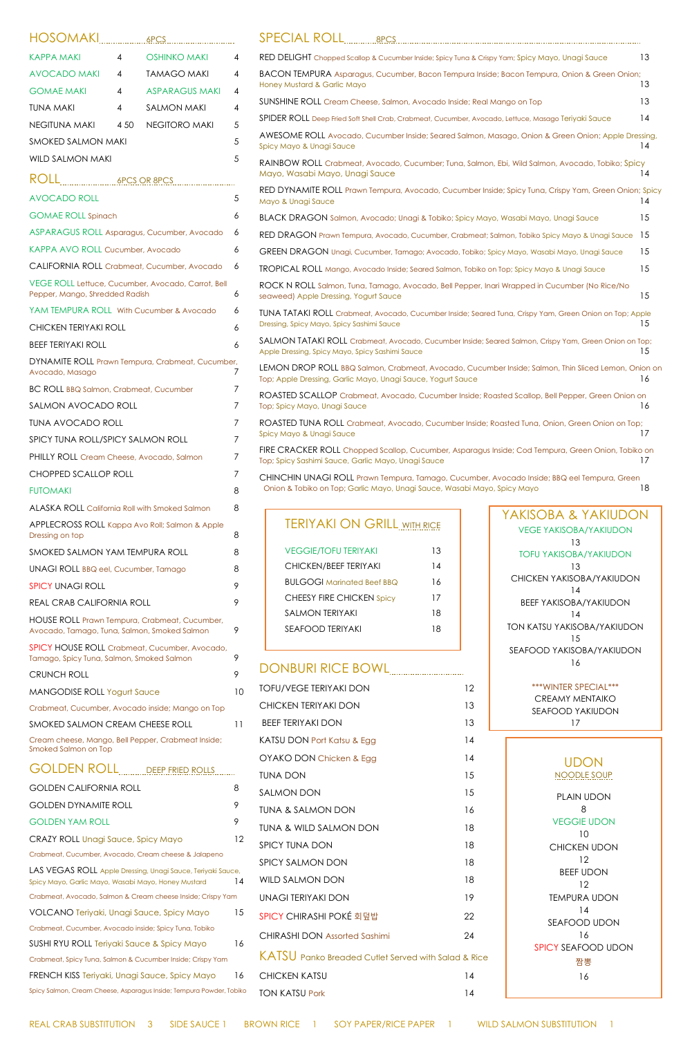## HOSOMAKI 6PCS

| | | | |
|---|---|---|---|
| KAPPA MAKI | 4 | OSHINKO MAKI | 4 |
| AVOCADO MAKI | 4 | TAMAGO MAKI | 4 |
| GOMAE MAKI | 4 | ASPARAGUS MAKI | 4 |
| TUNA MAKI | 4 | SALMON MAKI | 4 |
| NEGITUNA MAKI | 4 50 | NEGITORO MAKI | 5 |
| SMOKED SALMON MAKI | 5 | | |
| WILD SALMON MAKI | 5 | | |

## ROLL 6PCS OR 8PCS

- AVOCADO ROLL 5
- GOMAE ROLL Spinach 6
- ASPARAGUS ROLL Asparagus, Cucumber, Avocado 6
- KAPPA AVO ROLL Cucumber, Avocado 6
- CALIFORNIA ROLL Crabmeat, Cucumber, Avocado 6
- VEGE ROLL Lettuce, Cucumber, Avocado, Carrot, Bell Pepper, Mango, Shredded Radish 6
- YAM TEMPURA ROLL With Cucumber & Avocado 6
- CHICKEN TERIYAKI ROLL 6
- BEEF TERIYAKI ROLL 6
- DYNAMITE ROLL Prawn Tempura, Crabmeat, Cucumber, Avocado, Masago 7
- BC ROLL BBQ Salmon, Crabmeat, Cucumber 7
- SALMON AVOCADO ROLL 7
- TUNA AVOCADO ROLL 7
- SPICY TUNA ROLL/SPICY SALMON ROLL 7
- PHILLY ROLL Cream Cheese, Avocado, Salmon 7
- CHOPPED SCALLOP ROLL 7
- FUTOMAKI 8
- ALASKA ROLL California Roll with Smoked Salmon 8
- APPLECROSS ROLL Kappa Avo Roll; Salmon & Apple Dressing on top 8
- SMOKED SALMON YAM TEMPURA ROLL 8
- UNAGI ROLL BBQ eel, Cucumber, Tamago 8
- SPICY UNAGI ROLL 9
- REAL CRAB CALIFORNIA ROLL 9
- HOUSE ROLL Prawn Tempura, Crabmeat, Cucumber, Avocado, Tamago, Tuna, Salmon, Smoked Salmon 9
- SPICY HOUSE ROLL Crabmeat, Cucumber, Avocado, Tamago, Spicy Tuna, Salmon, Smoked Salmon 9
- CRUNCH ROLL 9
- MANGODISE ROLL Yogurt Sauce 10
  Crabmeat, Cucumber, Avocado inside; Mango on Top
- SMOKED SALMON CREAM CHEESE ROLL 11
  Cream cheese, Mango, Bell Pepper, Crabmeat Inside; Smoked Salmon on Top

## GOLDEN ROLL DEEP FRIED ROLLS

- GOLDEN CALIFORNIA ROLL 8
- GOLDEN DYNAMITE ROLL 9
- GOLDEN YAM ROLL 9
- CRAZY ROLL Unagi Sauce, Spicy Mayo 12
  Crabmeat, Cucumber, Avocado, Cream cheese & Jalapeno
- LAS VEGAS ROLL Apple Dressing, Unagi Sauce, Teriyaki Sauce, Spicy Mayo, Garlic Mayo, Wasabi Mayo, Honey Mustard 14
  Crabmeat, Avocado, Salmon & Cream cheese Inside; Crispy Yam
- VOLCANO Teriyaki, Unagi Sauce, Spicy Mayo 15
  Crabmeat, Cucumber, Avocado inside; Spicy Tuna, Tobiko
- SUSHI RYU ROLL Teriyaki Sauce & Spicy Mayo 16
  Crabmeat, Spicy Tuna, Salmon & Cucumber Inside; Crispy Yam
- FRENCH KISS Teriyaki, Unagi Sauce, Spicy Mayo 16
  Spicy Salmon, Cream Cheese, Asparagus Inside; Tempura Powder, Tobiko

## SPECIAL ROLL 8PCS

- RED DELIGHT Chopped Scallop & Cucumber Inside; Spicy Tuna & Crispy Yam; Spicy Mayo, Unagi Sauce 13
- BACON TEMPURA Asparagus, Cucumber, Bacon Tempura Inside; Bacon Tempura, Onion & Green Onion; Honey Mustard & Garlic Mayo 13
- SUNSHINE ROLL Cream Cheese, Salmon, Avocado Inside; Real Mango on Top 13
- SPIDER ROLL Deep Fried Soft Shell Crab, Crabmeat, Cucumber, Avocado, Lettuce, Masago Teriyaki Sauce 14
- AWESOME ROLL Avocado, Cucumber Inside; Seared Salmon, Masago, Onion & Green Onion; Apple Dressing, Spicy Mayo & Unagi Sauce 14
- RAINBOW ROLL Crabmeat, Avocado, Cucumber; Tuna, Salmon, Ebi, Wild Salmon, Avocado, Tobiko; Spicy Mayo, Wasabi Mayo, Unagi Sauce 14
- RED DYNAMITE ROLL Prawn Tempura, Avocado, Cucumber Inside; Spicy Tuna, Crispy Yam, Green Onion; Spicy Mayo & Unagi Sauce 14
- BLACK DRAGON Salmon, Avocado; Unagi & Tobiko; Spicy Mayo, Wasabi Mayo, Unagi Sauce 15
- RED DRAGON Prawn Tempura, Avocado, Cucumber, Crabmeat; Salmon, Tobiko Spicy Mayo & Unagi Sauce 15
- GREEN DRAGON Unagi, Cucumber, Tamago; Avocado, Tobiko; Spicy Mayo, Wasabi Mayo, Unagi Sauce 15
- TROPICAL ROLL Mango, Avocado Inside; Seared Salmon, Tobiko on Top; Spicy Mayo & Unagi Sauce 15
- ROCK N ROLL Salmon, Tuna, Tamago, Avocado, Bell Pepper, Inari Wrapped in Cucumber (No Rice/No seaweed) Apple Dressing, Yogurt Sauce 15
- TUNA TATAKI ROLL Crabmeat, Avocado, Cucumber Inside; Seared Tuna, Crispy Yam, Green Onion on Top; Apple Dressing, Spicy Mayo, Spicy Sashimi Sauce 15
- SALMON TATAKI ROLL Crabmeat, Avocado, Cucumber Inside; Seared Salmon, Crispy Yam, Green Onion on Top; Apple Dressing, Spicy Mayo, Spicy Sashimi Sauce 15
- LEMON DROP ROLL BBQ Salmon, Crabmeat, Avocado, Cucumber Inside; Salmon, Thin Sliced Lemon, Onion on Top; Apple Dressing, Garlic Mayo, Unagi Sauce, Yogurt Sauce 16
- ROASTED SCALLOP Crabmeat, Avocado, Cucumber Inside; Roasted Scallop, Bell Pepper, Green Onion on Top; Spicy Mayo, Unagi Sauce 16
- ROASTED TUNA ROLL Crabmeat, Avocado, Cucumber Inside; Roasted Tuna, Onion, Green Onion on Top; Spicy Mayo & Unagi Sauce 17
- FIRE CRACKER ROLL Chopped Scallop, Cucumber, Asparagus Inside; Cod Tempura, Green Onion, Tobiko on Top; Spicy Sashimi Sauce, Garlic Mayo, Unagi Sauce 17
- CHINCHIN UNAGI ROLL Prawn Tempura, Tamago, Cucumber, Avocado Inside; BBQ eel Tempura, Green Onion & Tobiko on Top; Garlic Mayo, Unagi Sauce, Wasabi Mayo, Spicy Mayo 18

## TERIYAKI ON GRILL WITH RICE

- VEGGIE/TOFU TERIYAKI 13
- CHICKEN/BEEF TERIYAKI 14
- BULGOGI Marinated Beef BBQ 16
- CHEESY FIRE CHICKEN Spicy 17
- SALMON TERIYAKI 18
- SEAFOOD TERIYAKI 18

## YAKISOBA & YAKIUDON

- VEGE YAKISOBA/YAKIUDON 13
- TOFU YAKISOBA/YAKIUDON 13
- CHICKEN YAKISOBA/YAKIUDON 14
- BEEF YAKISOBA/YAKIUDON 14
- TON KATSU YAKISOBA/YAKIUDON 15
- SEAFOOD YAKISOBA/YAKIUDON 16

***WINTER SPECIAL***
CREAMY MENTAIKO SEAFOOD YAKIUDON 17

## DONBURI RICE BOWL

- TOFU/VEGE TERIYAKI DON 12
- CHICKEN TERIYAKI DON 13
- BEEF TERIYAKI DON 13
- KATSU DON Port Katsu & Egg 14
- OYAKO DON Chicken & Egg 14
- TUNA DON 15
- SALMON DON 15
- TUNA & SALMON DON 16
- TUNA & WILD SALMON DON 18
- SPICY TUNA DON 18
- SPICY SALMON DON 18
- WILD SALMON DON 18
- UNAGI TERIYAKI DON 19
- SPICY CHIRASHI POKÉ 회덮밥 22
- CHIRASHI DON Assorted Sashimi 24

## KATSU Panko Breaded Cutlet Served with Salad & Rice

- CHICKEN KATSU 14
- TON KATSU Pork 14

## UDON NOODLE SOUP

- PLAIN UDON 8
- VEGGIE UDON 10
- CHICKEN UDON 12
- BEEF UDON 12
- TEMPURA UDON 14
- SEAFOOD UDON 16
- SPICY SEAFOOD UDON 짬뽕 16

REAL CRAB SUBSTITUTION 3 | SIDE SAUCE 1 | BROWN RICE 1 | SOY PAPER/RICE PAPER 1 | WILD SALMON SUBSTITUTION 1